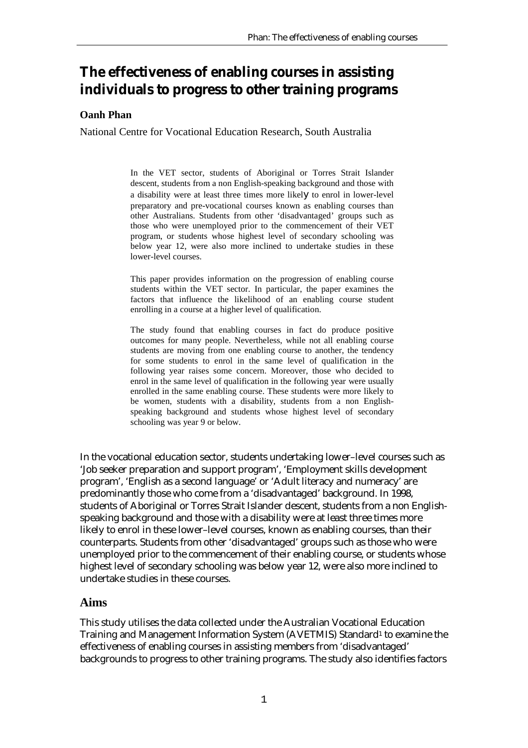# The effectiveness of enabling courses in assisting individuals to progress to other training programs

**Oanh Phan**

National Centre for Vocational Education Research, South Australia

> In the VET sector, students of Aboriginal or Torres Strait Islander descent, students from a non English-speaking background and those with a disability were at least three times more likely to enrol in lower-level preparatory and pre-vocational courses known as enabling courses than other Australians. Students from other 'disadvantaged' groups such as those who were unemployed prior to the commencement of their VET program, or students whose highest level of secondary schooling was below year 12, were also more inclined to undertake studies in these lower-level courses.
>
> This paper provides information on the progression of enabling course students within the VET sector. In particular, the paper examines the factors that influence the likelihood of an enabling course student enrolling in a course at a higher level of qualification.
>
> The study found that enabling courses in fact do produce positive outcomes for many people. Nevertheless, while not all enabling course students are moving from one enabling course to another, the tendency for some students to enrol in the same level of qualification in the following year raises some concern. Moreover, those who decided to enrol in the same level of qualification in the following year were usually enrolled in the same enabling course. These students were more likely to be women, students with a disability, students from a non English-speaking background and students whose highest level of secondary schooling was year 9 or below.

In the vocational education sector, students undertaking lower–level courses such as 'Job seeker preparation and support program', 'Employment skills development program', 'English as a second language' or 'Adult literacy and numeracy' are predominantly those who come from a 'disadvantaged' background. In 1998, students of Aboriginal or Torres Strait Islander descent, students from a non English-speaking background and those with a disability were at least three times more likely to enrol in these lower–level courses, known as enabling courses, than their counterparts. Students from other 'disadvantaged' groups such as those who were unemployed prior to the commencement of their enabling course, or students whose highest level of secondary schooling was below year 12, were also more inclined to undertake studies in these courses.

## Aims

This study utilises the data collected under the Australian Vocational Education Training and Management Information System (AVETMIS) Standard[1] to examine the effectiveness of enabling courses in assisting members from 'disadvantaged' backgrounds to progress to other training programs. The study also identifies factors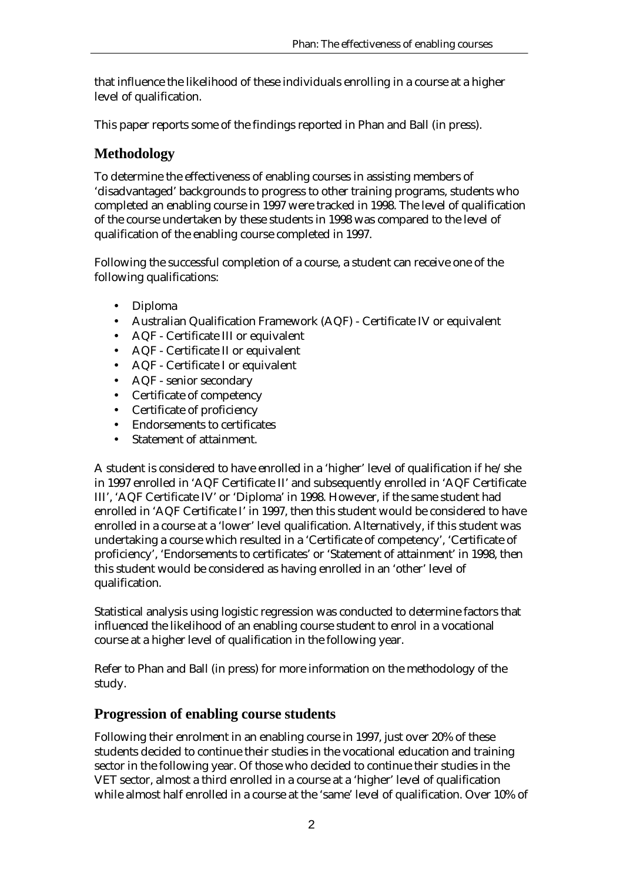that influence the likelihood of these individuals enrolling in a course at a higher level of qualification.

This paper reports some of the findings reported in Phan and Ball (in press).

## Methodology

To determine the effectiveness of enabling courses in assisting members of 'disadvantaged' backgrounds to progress to other training programs, students who completed an enabling course in 1997 were tracked in 1998. The level of qualification of the course undertaken by these students in 1998 was compared to the level of qualification of the enabling course completed in 1997.

Following the successful completion of a course, a student can receive one of the following qualifications:

- Diploma
- Australian Qualification Framework (AQF) - Certificate IV or equivalent
- AQF - Certificate III or equivalent
- AQF - Certificate II or equivalent
- AQF - Certificate I or equivalent
- AQF - senior secondary
- Certificate of competency
- Certificate of proficiency
- Endorsements to certificates
- Statement of attainment.

A student is considered to have enrolled in a 'higher' level of qualification if he/she in 1997 enrolled in 'AQF Certificate II' and subsequently enrolled in 'AQF Certificate III', 'AQF Certificate IV' or 'Diploma' in 1998. However, if the same student had enrolled in 'AQF Certificate I' in 1997, then this student would be considered to have enrolled in a course at a 'lower' level qualification. Alternatively, if this student was undertaking a course which resulted in a 'Certificate of competency', 'Certificate of proficiency', 'Endorsements to certificates' or 'Statement of attainment' in 1998, then this student would be considered as having enrolled in an 'other' level of qualification.

Statistical analysis using logistic regression was conducted to determine factors that influenced the likelihood of an enabling course student to enrol in a vocational course at a higher level of qualification in the following year.

Refer to Phan and Ball (in press) for more information on the methodology of the study.

## Progression of enabling course students

Following their enrolment in an enabling course in 1997, just over 20% of these students decided to continue their studies in the vocational education and training sector in the following year. Of those who decided to continue their studies in the VET sector, almost a third enrolled in a course at a 'higher' level of qualification while almost half enrolled in a course at the 'same' level of qualification. Over 10% of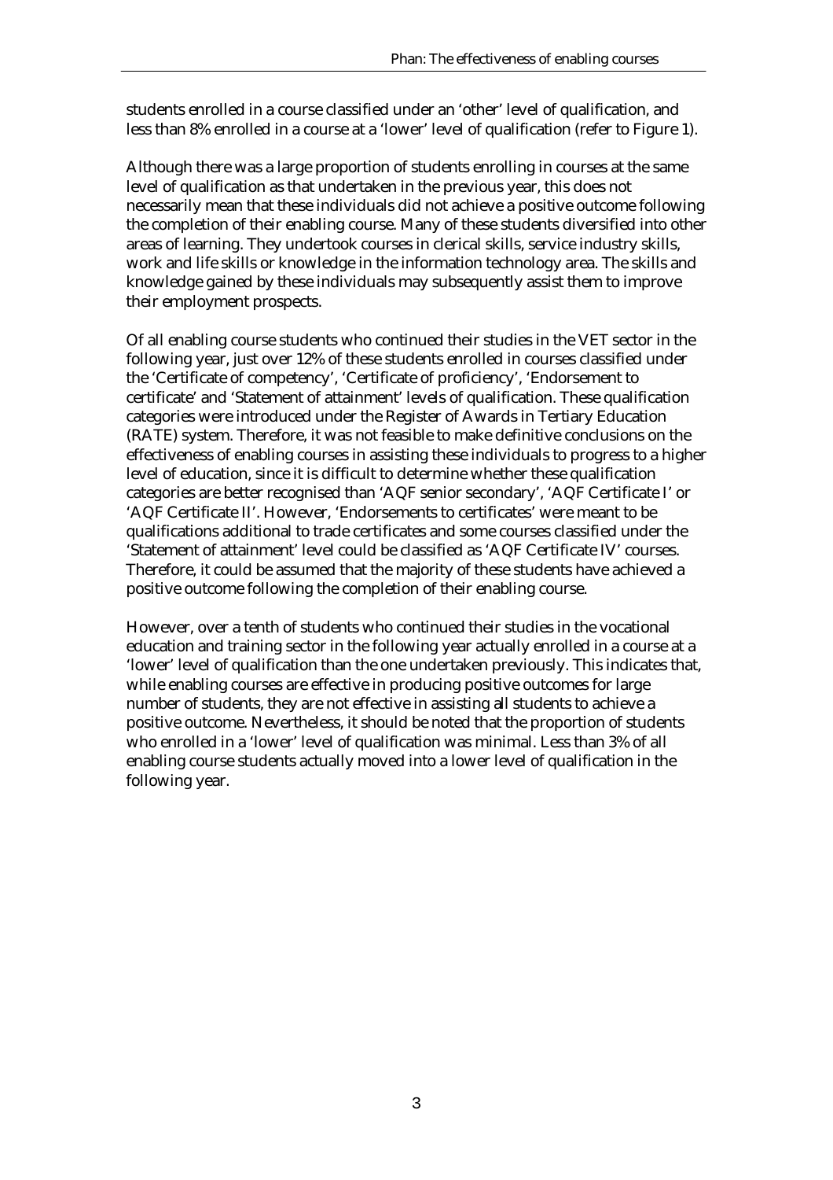students enrolled in a course classified under an 'other' level of qualification, and less than 8% enrolled in a course at a 'lower' level of qualification (refer to Figure 1).

Although there was a large proportion of students enrolling in courses at the same level of qualification as that undertaken in the previous year, this does not necessarily mean that these individuals did not achieve a positive outcome following the completion of their enabling course. Many of these students diversified into other areas of learning. They undertook courses in clerical skills, service industry skills, work and life skills or knowledge in the information technology area. The skills and knowledge gained by these individuals may subsequently assist them to improve their employment prospects.

Of all enabling course students who continued their studies in the VET sector in the following year, just over 12% of these students enrolled in courses classified under the 'Certificate of competency', 'Certificate of proficiency', 'Endorsement to certificate' and 'Statement of attainment' levels of qualification. These qualification categories were introduced under the Register of Awards in Tertiary Education (RATE) system. Therefore, it was not feasible to make definitive conclusions on the effectiveness of enabling courses in assisting these individuals to progress to a higher level of education, since it is difficult to determine whether these qualification categories are better recognised than 'AQF senior secondary', 'AQF Certificate I' or 'AQF Certificate II'. However, 'Endorsements to certificates' were meant to be qualifications additional to trade certificates and some courses classified under the 'Statement of attainment' level could be classified as 'AQF Certificate IV' courses. Therefore, it could be assumed that the majority of these students have achieved a positive outcome following the completion of their enabling course.

However, over a tenth of students who continued their studies in the vocational education and training sector in the following year actually enrolled in a course at a 'lower' level of qualification than the one undertaken previously. This indicates that, while enabling courses are effective in producing positive outcomes for large number of students, they are not effective in assisting all students to achieve a positive outcome. Nevertheless, it should be noted that the proportion of students who enrolled in a 'lower' level of qualification was minimal. Less than 3% of all enabling course students actually moved into a lower level of qualification in the following year.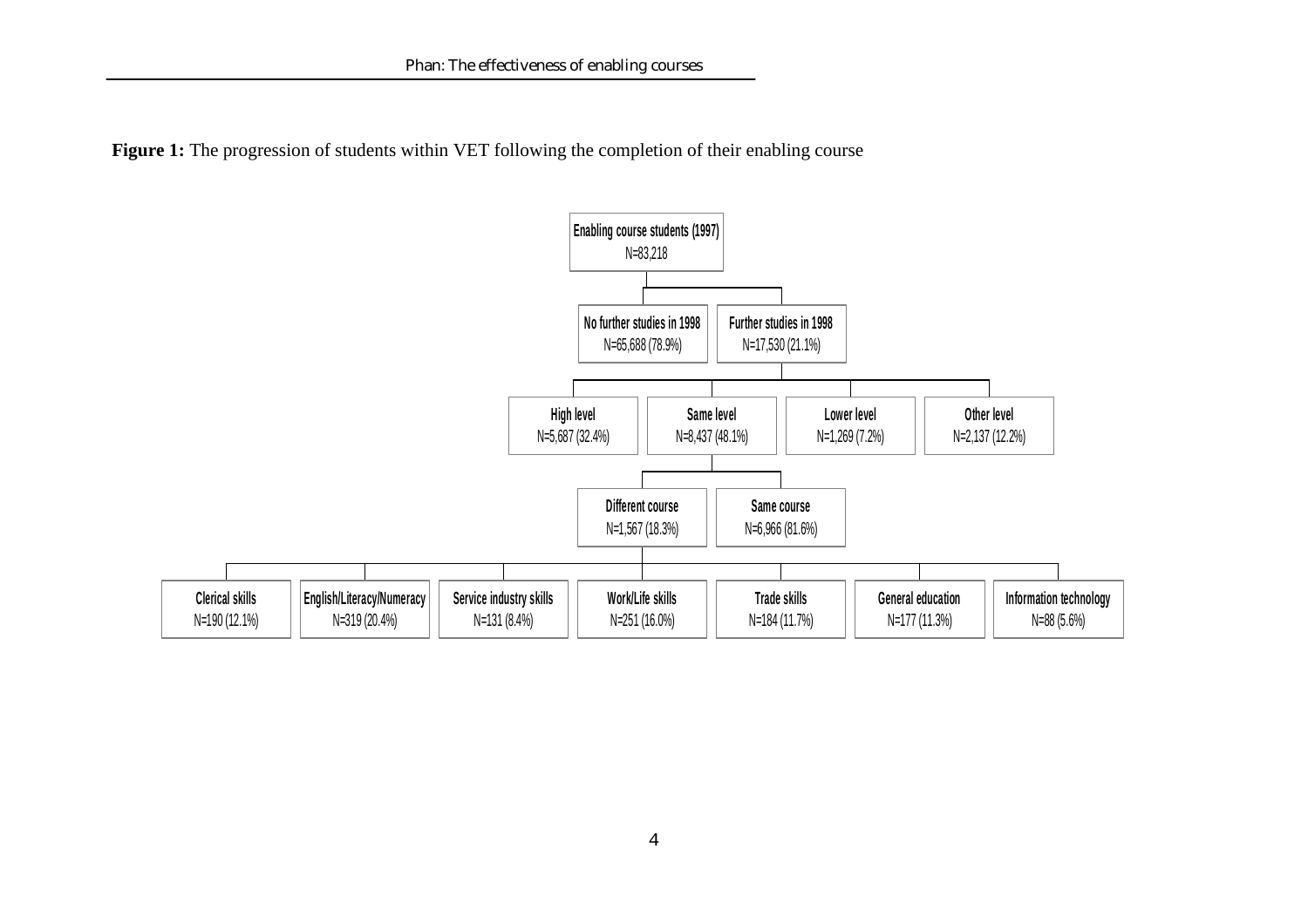**Figure 1:** The progression of students within VET following the completion of their enabling course

- **Enabling course students (1997)** N=83,218
  - **No further studies in 1998** N=65,688 (78.9%)
  - **Further studies in 1998** N=17,530 (21.1%)
    - **High level** N=5,687 (32.4%)
    - **Same level** N=8,437 (48.1%)
      - **Different course** N=1,567 (18.3%)
        - **Clerical skills** N=190 (12.1%)
        - **English/Literacy/Numeracy** N=319 (20.4%)
        - **Service industry skills** N=131 (8.4%)
        - **Work/Life skills** N=251 (16.0%)
        - **Trade skills** N=184 (11.7%)
        - **General education** N=177 (11.3%)
        - **Information technology** N=88 (5.6%)
      - **Same course** N=6,966 (81.6%)
    - **Lower level** N=1,269 (7.2%)
    - **Other level** N=2,137 (12.2%)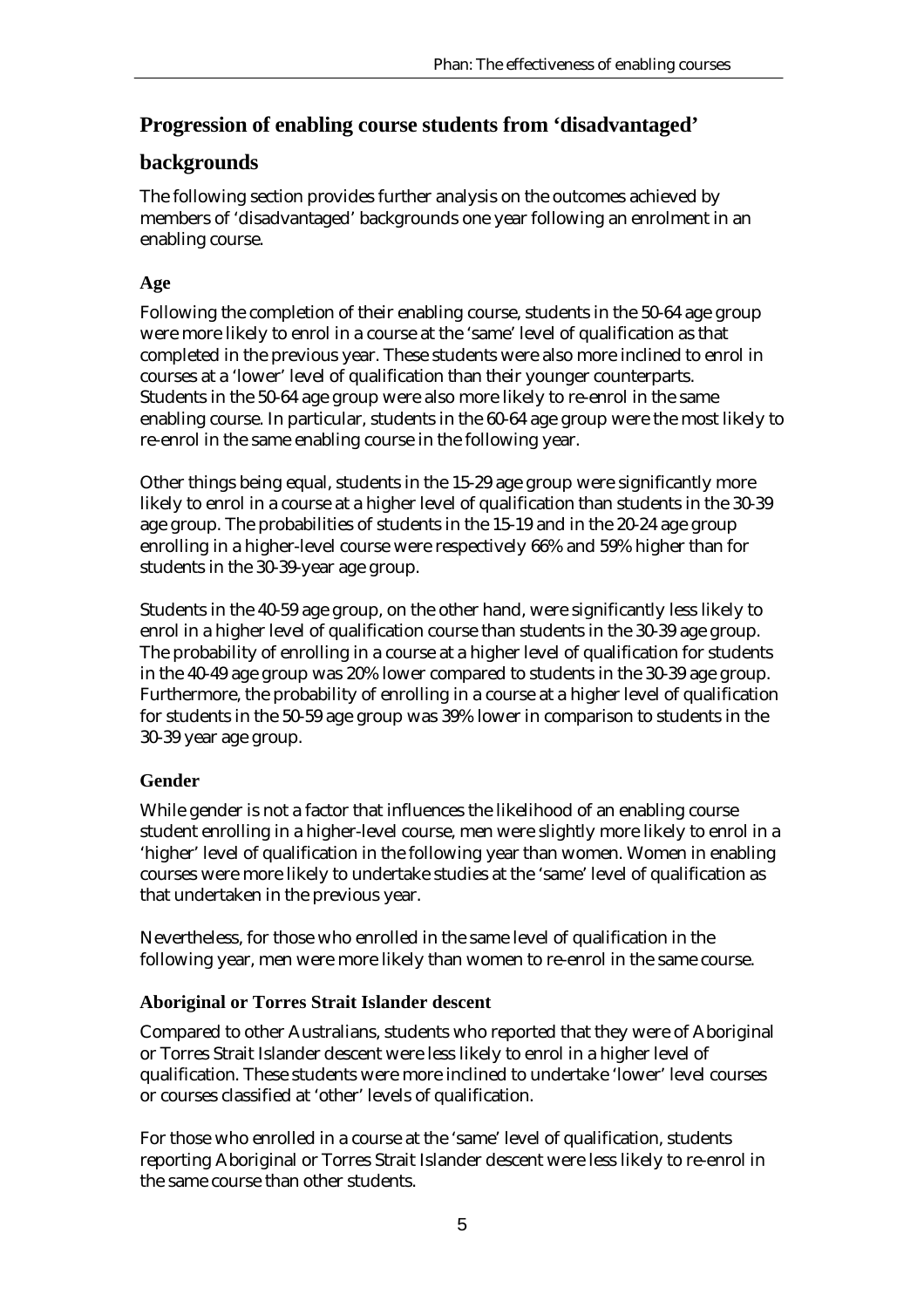## Progression of enabling course students from 'disadvantaged' backgrounds

The following section provides further analysis on the outcomes achieved by members of 'disadvantaged' backgrounds one year following an enrolment in an enabling course.

### Age

Following the completion of their enabling course, students in the 50-64 age group were more likely to enrol in a course at the 'same' level of qualification as that completed in the previous year. These students were also more inclined to enrol in courses at a 'lower' level of qualification than their younger counterparts. Students in the 50-64 age group were also more likely to re-enrol in the same enabling course. In particular, students in the 60-64 age group were the most likely to re-enrol in the same enabling course in the following year.

Other things being equal, students in the 15-29 age group were significantly more likely to enrol in a course at a higher level of qualification than students in the 30-39 age group. The probabilities of students in the 15-19 and in the 20-24 age group enrolling in a higher-level course were respectively 66% and 59% higher than for students in the 30-39-year age group.

Students in the 40-59 age group, on the other hand, were significantly less likely to enrol in a higher level of qualification course than students in the 30-39 age group. The probability of enrolling in a course at a higher level of qualification for students in the 40-49 age group was 20% lower compared to students in the 30-39 age group. Furthermore, the probability of enrolling in a course at a higher level of qualification for students in the 50-59 age group was 39% lower in comparison to students in the 30-39 year age group.

### Gender

While gender is not a factor that influences the likelihood of an enabling course student enrolling in a higher-level course, men were slightly more likely to enrol in a 'higher' level of qualification in the following year than women. Women in enabling courses were more likely to undertake studies at the 'same' level of qualification as that undertaken in the previous year.

Nevertheless, for those who enrolled in the same level of qualification in the following year, men were more likely than women to re-enrol in the same course.

### Aboriginal or Torres Strait Islander descent

Compared to other Australians, students who reported that they were of Aboriginal or Torres Strait Islander descent were less likely to enrol in a higher level of qualification. These students were more inclined to undertake 'lower' level courses or courses classified at 'other' levels of qualification.

For those who enrolled in a course at the 'same' level of qualification, students reporting Aboriginal or Torres Strait Islander descent were less likely to re-enrol in the same course than other students.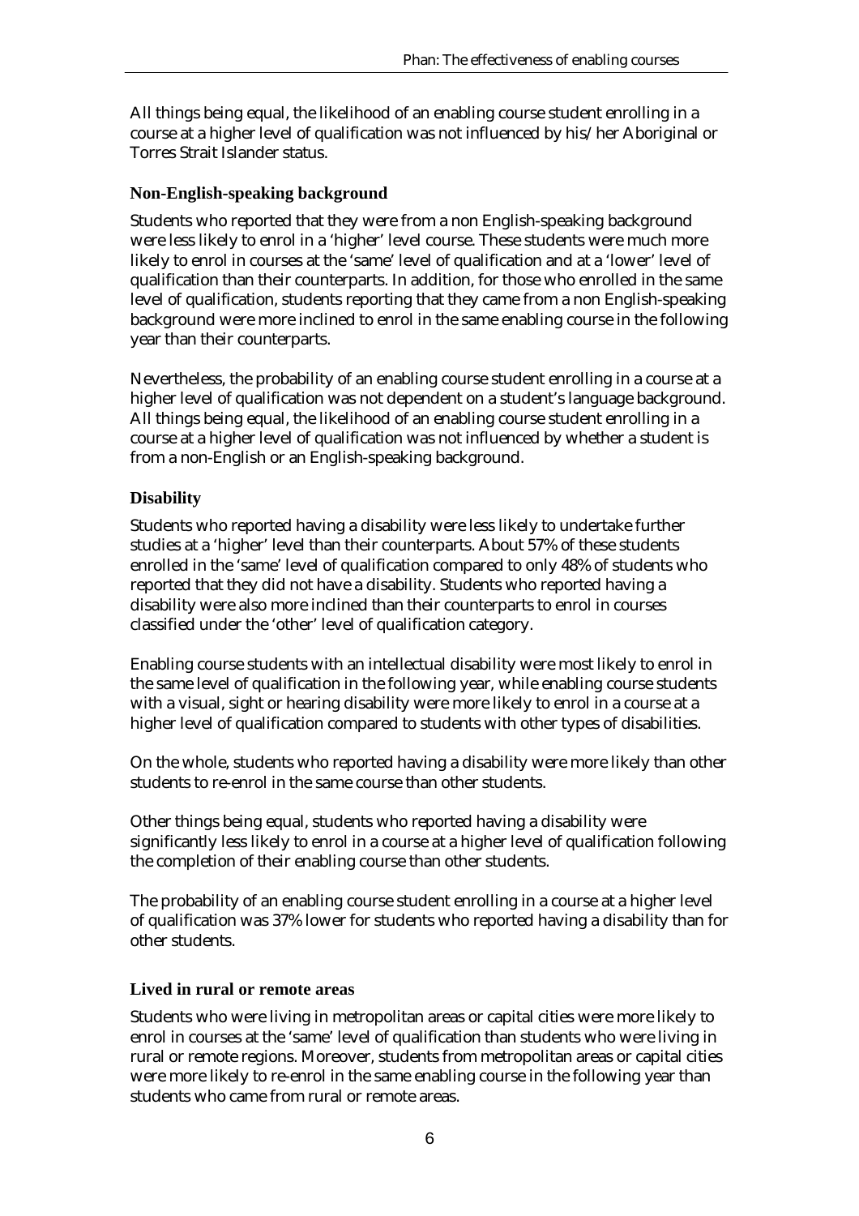All things being equal, the likelihood of an enabling course student enrolling in a course at a higher level of qualification was not influenced by his/her Aboriginal or Torres Strait Islander status.

### Non-English-speaking background

Students who reported that they were from a non English-speaking background were less likely to enrol in a 'higher' level course. These students were much more likely to enrol in courses at the 'same' level of qualification and at a 'lower' level of qualification than their counterparts. In addition, for those who enrolled in the same level of qualification, students reporting that they came from a non English-speaking background were more inclined to enrol in the same enabling course in the following year than their counterparts.

Nevertheless, the probability of an enabling course student enrolling in a course at a higher level of qualification was not dependent on a student's language background. All things being equal, the likelihood of an enabling course student enrolling in a course at a higher level of qualification was not influenced by whether a student is from a non-English or an English-speaking background.

### Disability

Students who reported having a disability were less likely to undertake further studies at a 'higher' level than their counterparts. About 57% of these students enrolled in the 'same' level of qualification compared to only 48% of students who reported that they did not have a disability. Students who reported having a disability were also more inclined than their counterparts to enrol in courses classified under the 'other' level of qualification category.

Enabling course students with an intellectual disability were most likely to enrol in the same level of qualification in the following year, while enabling course students with a visual, sight or hearing disability were more likely to enrol in a course at a higher level of qualification compared to students with other types of disabilities.

On the whole, students who reported having a disability were more likely than other students to re-enrol in the same course than other students.

Other things being equal, students who reported having a disability were significantly less likely to enrol in a course at a higher level of qualification following the completion of their enabling course than other students.

The probability of an enabling course student enrolling in a course at a higher level of qualification was 37% lower for students who reported having a disability than for other students.

### Lived in rural or remote areas

Students who were living in metropolitan areas or capital cities were more likely to enrol in courses at the 'same' level of qualification than students who were living in rural or remote regions. Moreover, students from metropolitan areas or capital cities were more likely to re-enrol in the same enabling course in the following year than students who came from rural or remote areas.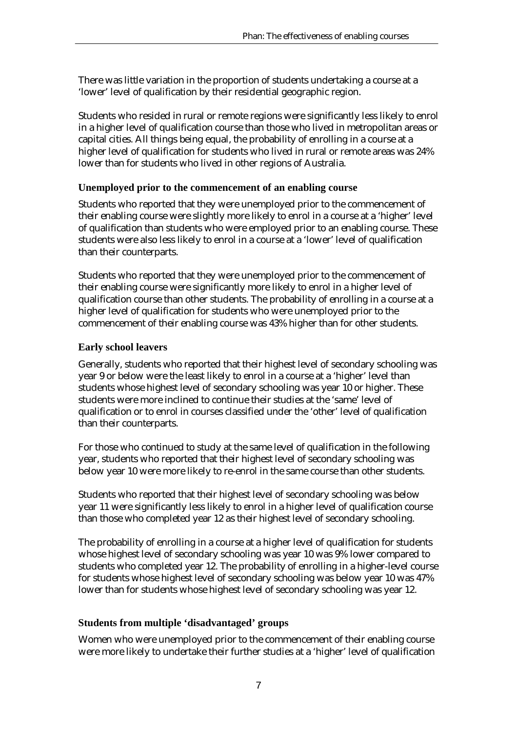There was little variation in the proportion of students undertaking a course at a 'lower' level of qualification by their residential geographic region.

Students who resided in rural or remote regions were significantly less likely to enrol in a higher level of qualification course than those who lived in metropolitan areas or capital cities. All things being equal, the probability of enrolling in a course at a higher level of qualification for students who lived in rural or remote areas was 24% lower than for students who lived in other regions of Australia.

### Unemployed prior to the commencement of an enabling course

Students who reported that they were unemployed prior to the commencement of their enabling course were slightly more likely to enrol in a course at a 'higher' level of qualification than students who were employed prior to an enabling course. These students were also less likely to enrol in a course at a 'lower' level of qualification than their counterparts.

Students who reported that they were unemployed prior to the commencement of their enabling course were significantly more likely to enrol in a higher level of qualification course than other students. The probability of enrolling in a course at a higher level of qualification for students who were unemployed prior to the commencement of their enabling course was 43% higher than for other students.

### Early school leavers

Generally, students who reported that their highest level of secondary schooling was year 9 or below were the least likely to enrol in a course at a 'higher' level than students whose highest level of secondary schooling was year 10 or higher. These students were more inclined to continue their studies at the 'same' level of qualification or to enrol in courses classified under the 'other' level of qualification than their counterparts.

For those who continued to study at the same level of qualification in the following year, students who reported that their highest level of secondary schooling was below year 10 were more likely to re-enrol in the same course than other students.

Students who reported that their highest level of secondary schooling was below year 11 were significantly less likely to enrol in a higher level of qualification course than those who completed year 12 as their highest level of secondary schooling.

The probability of enrolling in a course at a higher level of qualification for students whose highest level of secondary schooling was year 10 was 9% lower compared to students who completed year 12. The probability of enrolling in a higher-level course for students whose highest level of secondary schooling was below year 10 was 47% lower than for students whose highest level of secondary schooling was year 12.

### Students from multiple 'disadvantaged' groups

Women who were unemployed prior to the commencement of their enabling course were more likely to undertake their further studies at a 'higher' level of qualification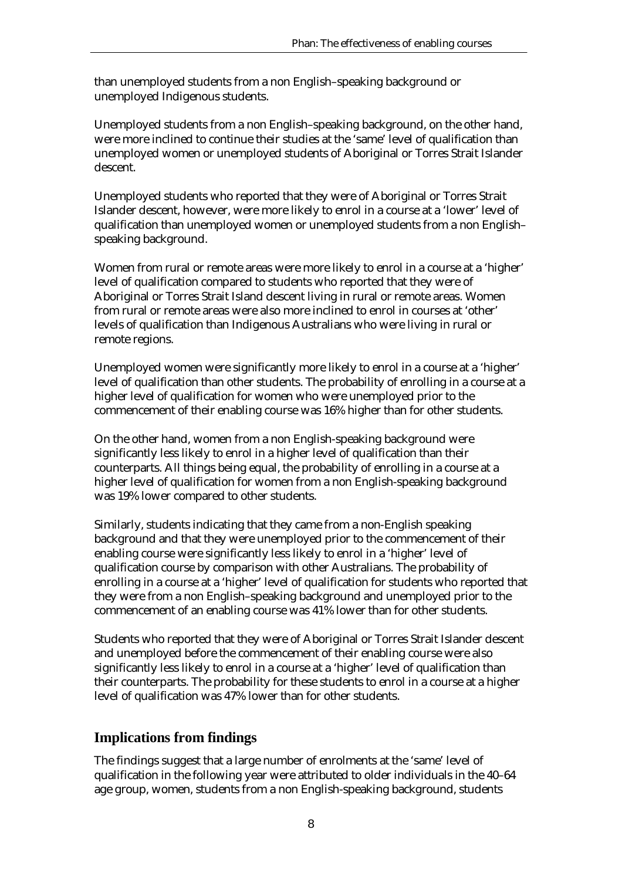than unemployed students from a non English–speaking background or unemployed Indigenous students.

Unemployed students from a non English–speaking background, on the other hand, were more inclined to continue their studies at the 'same' level of qualification than unemployed women or unemployed students of Aboriginal or Torres Strait Islander descent.

Unemployed students who reported that they were of Aboriginal or Torres Strait Islander descent, however, were more likely to enrol in a course at a 'lower' level of qualification than unemployed women or unemployed students from a non English–speaking background.

Women from rural or remote areas were more likely to enrol in a course at a 'higher' level of qualification compared to students who reported that they were of Aboriginal or Torres Strait Island descent living in rural or remote areas. Women from rural or remote areas were also more inclined to enrol in courses at 'other' levels of qualification than Indigenous Australians who were living in rural or remote regions.

Unemployed women were significantly more likely to enrol in a course at a 'higher' level of qualification than other students. The probability of enrolling in a course at a higher level of qualification for women who were unemployed prior to the commencement of their enabling course was 16% higher than for other students.

On the other hand, women from a non English-speaking background were significantly less likely to enrol in a higher level of qualification than their counterparts. All things being equal, the probability of enrolling in a course at a higher level of qualification for women from a non English-speaking background was 19% lower compared to other students.

Similarly, students indicating that they came from a non-English speaking background and that they were unemployed prior to the commencement of their enabling course were significantly less likely to enrol in a 'higher' level of qualification course by comparison with other Australians. The probability of enrolling in a course at a 'higher' level of qualification for students who reported that they were from a non English–speaking background and unemployed prior to the commencement of an enabling course was 41% lower than for other students.

Students who reported that they were of Aboriginal or Torres Strait Islander descent and unemployed before the commencement of their enabling course were also significantly less likely to enrol in a course at a 'higher' level of qualification than their counterparts. The probability for these students to enrol in a course at a higher level of qualification was 47% lower than for other students.

## Implications from findings

The findings suggest that a large number of enrolments at the 'same' level of qualification in the following year were attributed to older individuals in the 40–64 age group, women, students from a non English-speaking background, students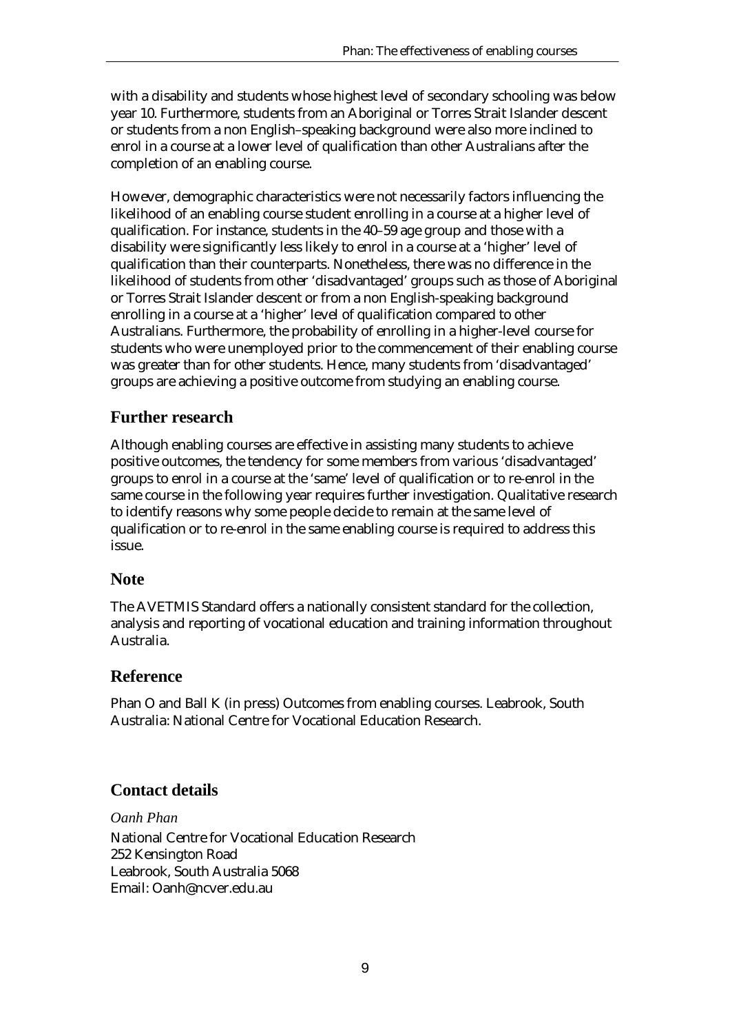with a disability and students whose highest level of secondary schooling was below year 10. Furthermore, students from an Aboriginal or Torres Strait Islander descent or students from a non English–speaking background were also more inclined to enrol in a course at a lower level of qualification than other Australians after the completion of an enabling course.

However, demographic characteristics were not necessarily factors influencing the likelihood of an enabling course student enrolling in a course at a higher level of qualification. For instance, students in the 40–59 age group and those with a disability were significantly less likely to enrol in a course at a 'higher' level of qualification than their counterparts. Nonetheless, there was no difference in the likelihood of students from other 'disadvantaged' groups such as those of Aboriginal or Torres Strait Islander descent or from a non English-speaking background enrolling in a course at a 'higher' level of qualification compared to other Australians. Furthermore, the probability of enrolling in a higher-level course for students who were unemployed prior to the commencement of their enabling course was greater than for other students. Hence, many students from 'disadvantaged' groups are achieving a positive outcome from studying an enabling course.

## Further research

Although enabling courses are effective in assisting many students to achieve positive outcomes, the tendency for some members from various 'disadvantaged' groups to enrol in a course at the 'same' level of qualification or to re-enrol in the same course in the following year requires further investigation. Qualitative research to identify reasons why some people decide to remain at the same level of qualification or to re-enrol in the same enabling course is required to address this issue.

## Note

The AVETMIS Standard offers a nationally consistent standard for the collection, analysis and reporting of vocational education and training information throughout Australia.

## Reference

Phan O and Ball K (in press) Outcomes from enabling courses. Leabrook, South Australia: National Centre for Vocational Education Research.

## Contact details

*Oanh Phan*
National Centre for Vocational Education Research
252 Kensington Road
Leabrook, South Australia 5068
Email: Oanh@ncver.edu.au